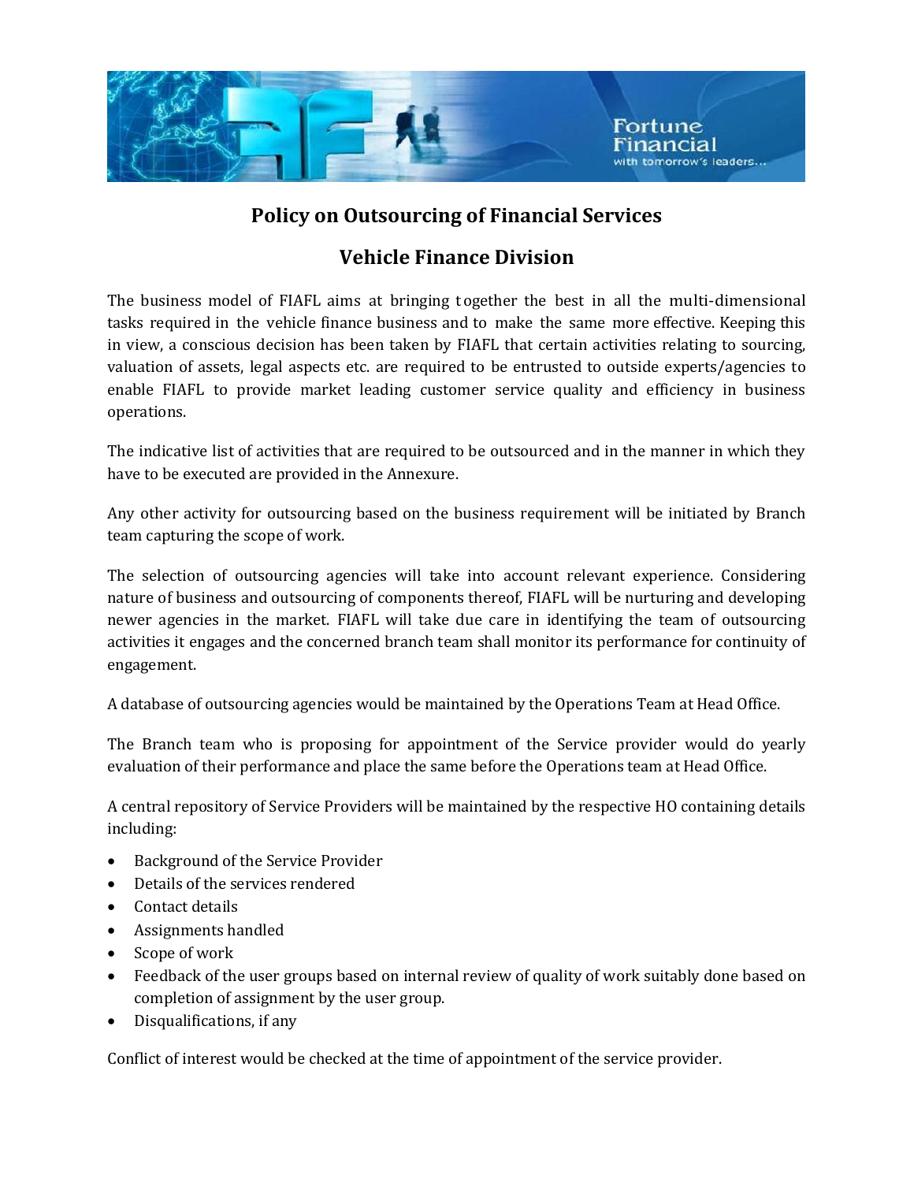# Policy on Outsourcing of Financial Services

## Vehicle Finance Division

The business model of FIAFL aims at bringing together the best in all the multi-dimensional tasks required in the vehicle finance business and to make the same more effective. Keeping this in view, a conscious decision has been taken by FIAFL that certain activities relating to sourcing, valuation of assets, legal aspects etc. are required to be entrusted to outside experts/agencies to enable FIAFL to provide market leading customer service quality and efficiency in business operations.

The indicative list of activities that are required to be outsourced and in the manner in which they have to be executed are provided in the Annexure.

Any other activity for outsourcing based on the business requirement will be initiated by Branch team capturing the scope of work.

The selection of outsourcing agencies will take into account relevant experience. Considering nature of business and outsourcing of components thereof, FIAFL will be nurturing and developing newer agencies in the market. FIAFL will take due care in identifying the team of outsourcing activities it engages and the concerned branch team shall monitor its performance for continuity of engagement.

A database of outsourcing agencies would be maintained by the Operations Team at Head Office.

The Branch team who is proposing for appointment of the Service provider would do yearly evaluation of their performance and place the same before the Operations team at Head Office.

A central repository of Service Providers will be maintained by the respective HO containing details including:

- Background of the Service Provider
- Details of the services rendered
- Contact details
- Assignments handled
- Scope of work
- Feedback of the user groups based on internal review of quality of work suitably done based on completion of assignment by the user group.
- Disqualifications, if any

Conflict of interest would be checked at the time of appointment of the service provider.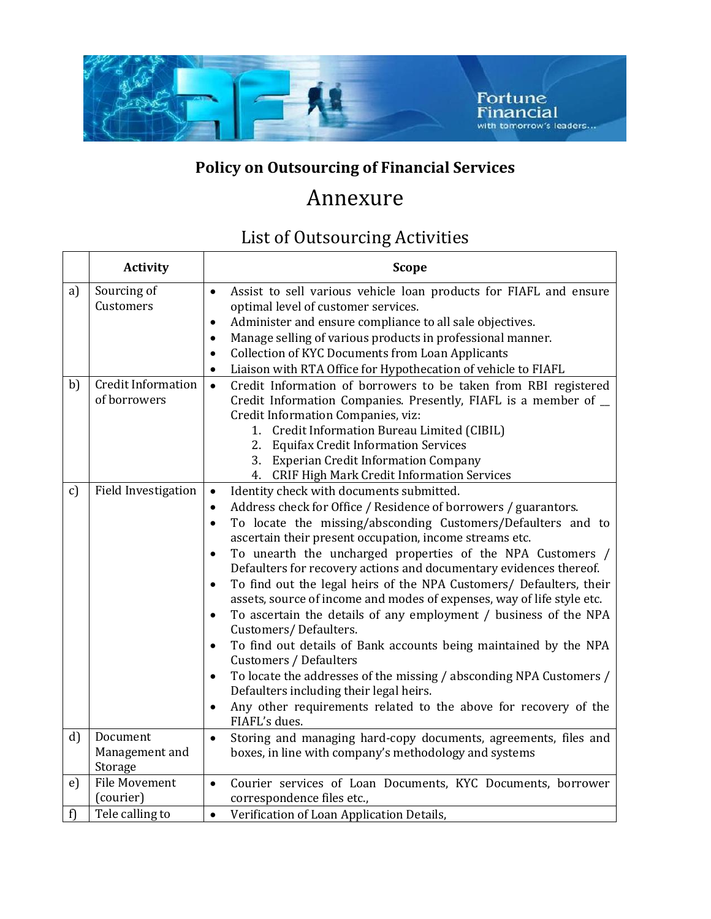## Policy on Outsourcing of Financial Services

# Annexure

## List of Outsourcing Activities

| | Activity | Scope |
|---|---|---|
| a) | Sourcing of Customers | • Assist to sell various vehicle loan products for FIAFL and ensure optimal level of customer services.<br>• Administer and ensure compliance to all sale objectives.<br>• Manage selling of various products in professional manner.<br>• Collection of KYC Documents from Loan Applicants<br>• Liaison with RTA Office for Hypothecation of vehicle to FIAFL |
| b) | Credit Information of borrowers | • Credit Information of borrowers to be taken from RBI registered Credit Information Companies. Presently, FIAFL is a member of __ Credit Information Companies, viz:<br>1. Credit Information Bureau Limited (CIBIL)<br>2. Equifax Credit Information Services<br>3. Experian Credit Information Company<br>4. CRIF High Mark Credit Information Services |
| c) | Field Investigation | • Identity check with documents submitted.<br>• Address check for Office / Residence of borrowers / guarantors.<br>• To locate the missing/absconding Customers/Defaulters and to ascertain their present occupation, income streams etc.<br>• To unearth the uncharged properties of the NPA Customers / Defaulters for recovery actions and documentary evidences thereof.<br>• To find out the legal heirs of the NPA Customers/ Defaulters, their assets, source of income and modes of expenses, way of life style etc.<br>• To ascertain the details of any employment / business of the NPA Customers/ Defaulters.<br>• To find out details of Bank accounts being maintained by the NPA Customers / Defaulters<br>• To locate the addresses of the missing / absconding NPA Customers / Defaulters including their legal heirs.<br>• Any other requirements related to the above for recovery of the FIAFL's dues. |
| d) | Document Management and Storage | • Storing and managing hard-copy documents, agreements, files and boxes, in line with company's methodology and systems |
| e) | File Movement (courier) | • Courier services of Loan Documents, KYC Documents, borrower correspondence files etc., |
| f) | Tele calling to | • Verification of Loan Application Details, |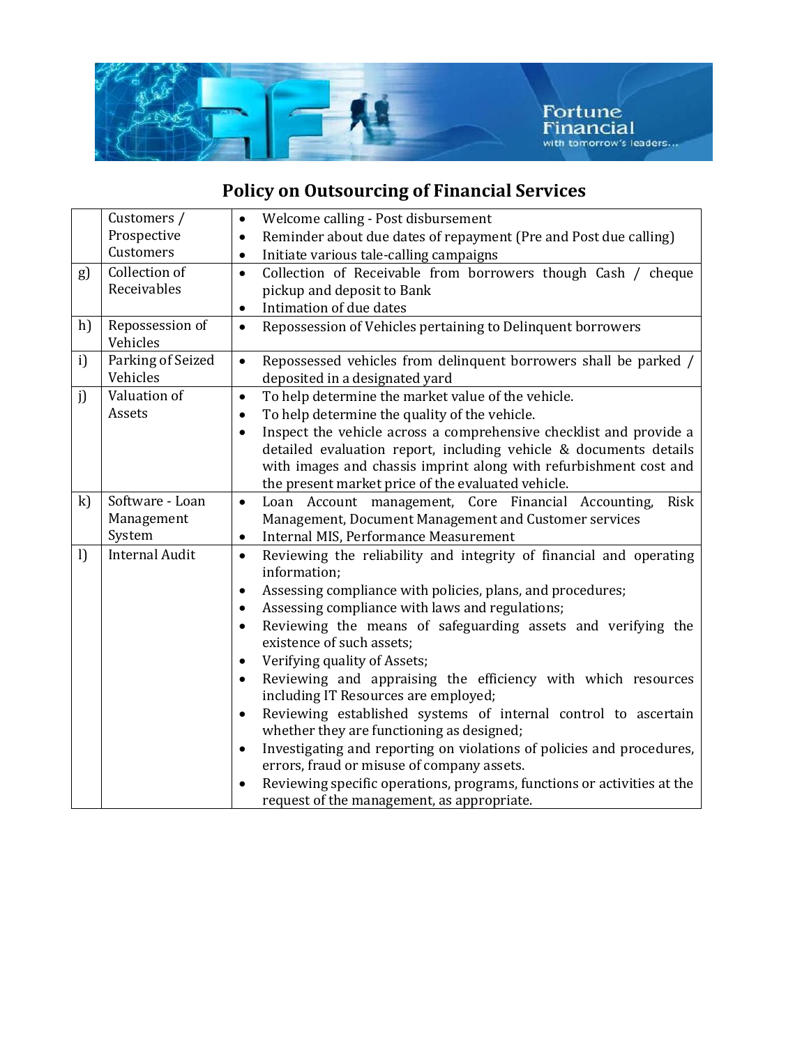## Policy on Outsourcing of Financial Services

| | | |
|---|---|---|
| | Customers / Prospective Customers | • Welcome calling - Post disbursement<br>• Reminder about due dates of repayment (Pre and Post due calling)<br>• Initiate various tale-calling campaigns |
| g) | Collection of Receivables | • Collection of Receivable from borrowers though Cash / cheque pickup and deposit to Bank<br>• Intimation of due dates |
| h) | Repossession of Vehicles | • Repossession of Vehicles pertaining to Delinquent borrowers |
| i) | Parking of Seized Vehicles | • Repossessed vehicles from delinquent borrowers shall be parked / deposited in a designated yard |
| j) | Valuation of Assets | • To help determine the market value of the vehicle.<br>• To help determine the quality of the vehicle.<br>• Inspect the vehicle across a comprehensive checklist and provide a detailed evaluation report, including vehicle & documents details with images and chassis imprint along with refurbishment cost and the present market price of the evaluated vehicle. |
| k) | Software - Loan Management System | • Loan Account management, Core Financial Accounting, Risk Management, Document Management and Customer services<br>• Internal MIS, Performance Measurement |
| l) | Internal Audit | • Reviewing the reliability and integrity of financial and operating information;<br>• Assessing compliance with policies, plans, and procedures;<br>• Assessing compliance with laws and regulations;<br>• Reviewing the means of safeguarding assets and verifying the existence of such assets;<br>• Verifying quality of Assets;<br>• Reviewing and appraising the efficiency with which resources including IT Resources are employed;<br>• Reviewing established systems of internal control to ascertain whether they are functioning as designed;<br>• Investigating and reporting on violations of policies and procedures, errors, fraud or misuse of company assets.<br>• Reviewing specific operations, programs, functions or activities at the request of the management, as appropriate. |